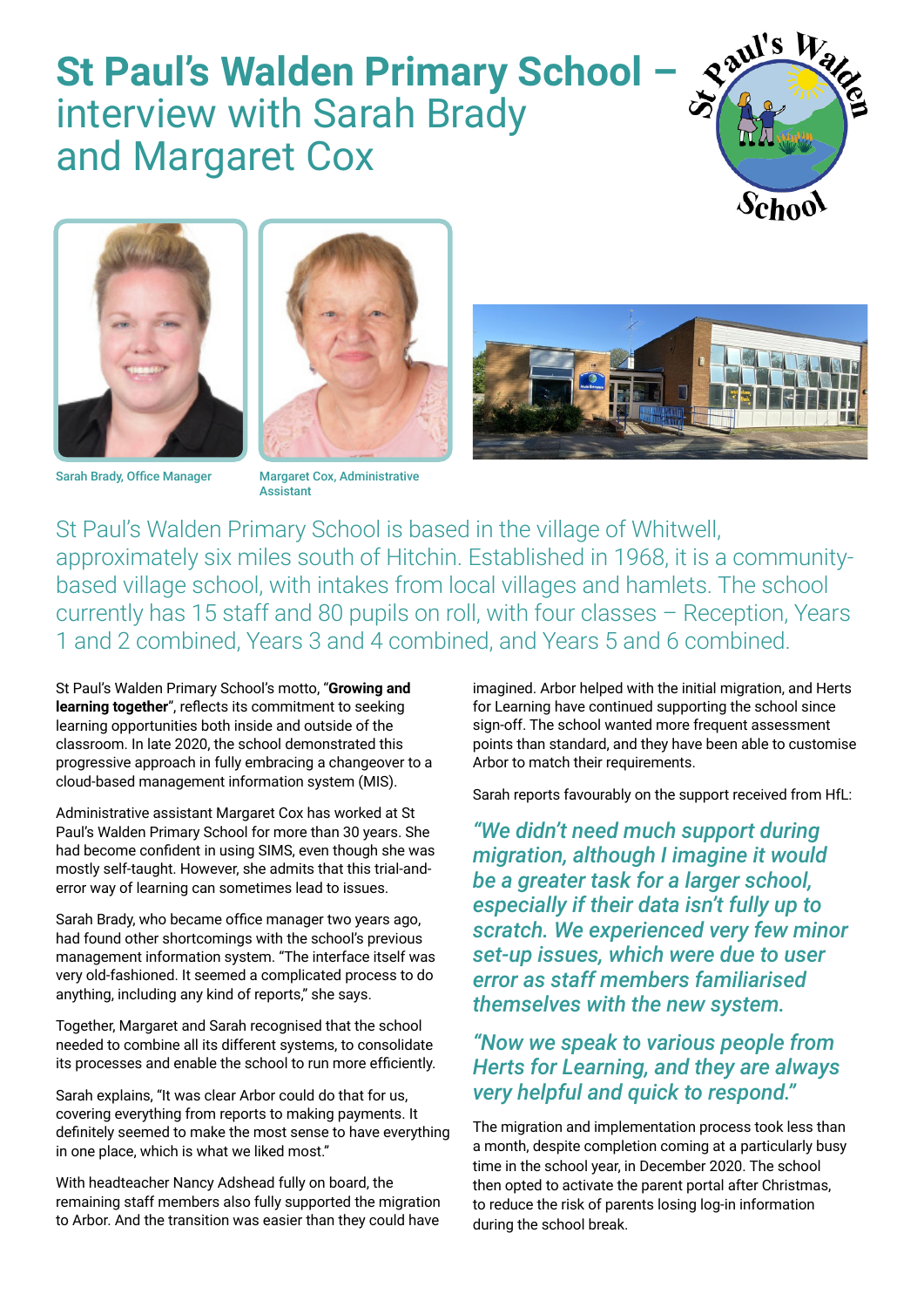# St Paul's Walden Primary School – interview with Sarah Brady and Margaret Cox

Sarah Brady, Office Manager

Margaret Cox, Administrative Assistant

St Paul's Walden Primary School is based in the village of Whitwell, approximately six miles south of Hitchin. Established in 1968, it is a community-based village school, with intakes from local villages and hamlets. The school currently has 15 staff and 80 pupils on roll, with four classes – Reception, Years 1 and 2 combined, Years 3 and 4 combined, and Years 5 and 6 combined.

St Paul's Walden Primary School's motto, "**Growing and learning together**", reflects its commitment to seeking learning opportunities both inside and outside of the classroom. In late 2020, the school demonstrated this progressive approach in fully embracing a changeover to a cloud-based management information system (MIS).

Administrative assistant Margaret Cox has worked at St Paul's Walden Primary School for more than 30 years. She had become confident in using SIMS, even though she was mostly self-taught. However, she admits that this trial-and-error way of learning can sometimes lead to issues.

Sarah Brady, who became office manager two years ago, had found other shortcomings with the school's previous management information system. "The interface itself was very old-fashioned. It seemed a complicated process to do anything, including any kind of reports," she says.

Together, Margaret and Sarah recognised that the school needed to combine all its different systems, to consolidate its processes and enable the school to run more efficiently.

Sarah explains, "It was clear Arbor could do that for us, covering everything from reports to making payments. It definitely seemed to make the most sense to have everything in one place, which is what we liked most."

With headteacher Nancy Adshead fully on board, the remaining staff members also fully supported the migration to Arbor. And the transition was easier than they could have imagined. Arbor helped with the initial migration, and Herts for Learning have continued supporting the school since sign-off. The school wanted more frequent assessment points than standard, and they have been able to customise Arbor to match their requirements.

Sarah reports favourably on the support received from HfL:

*"We didn't need much support during migration, although I imagine it would be a greater task for a larger school, especially if their data isn't fully up to scratch. We experienced very few minor set-up issues, which were due to user error as staff members familiarised themselves with the new system.*

*"Now we speak to various people from Herts for Learning, and they are always very helpful and quick to respond."*

The migration and implementation process took less than a month, despite completion coming at a particularly busy time in the school year, in December 2020. The school then opted to activate the parent portal after Christmas, to reduce the risk of parents losing log-in information during the school break.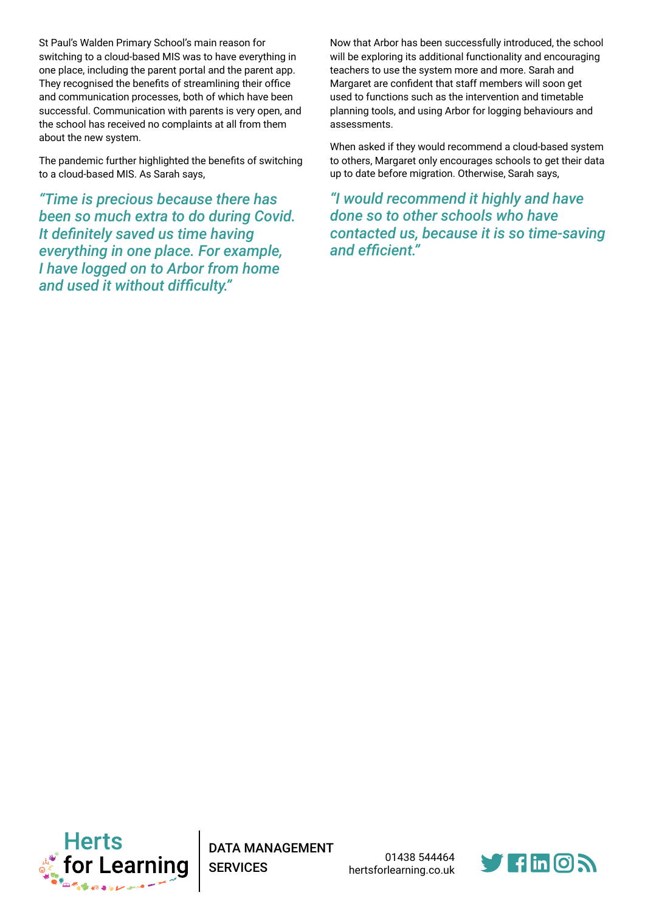St Paul's Walden Primary School's main reason for switching to a cloud-based MIS was to have everything in one place, including the parent portal and the parent app. They recognised the benefits of streamlining their office and communication processes, both of which have been successful. Communication with parents is very open, and the school has received no complaints at all from them about the new system.

The pandemic further highlighted the benefits of switching to a cloud-based MIS. As Sarah says,

*"Time is precious because there has been so much extra to do during Covid. It definitely saved us time having everything in one place. For example, I have logged on to Arbor from home and used it without difficulty."*

Now that Arbor has been successfully introduced, the school will be exploring its additional functionality and encouraging teachers to use the system more and more. Sarah and Margaret are confident that staff members will soon get used to functions such as the intervention and timetable planning tools, and using Arbor for logging behaviours and assessments.

When asked if they would recommend a cloud-based system to others, Margaret only encourages schools to get their data up to date before migration. Otherwise, Sarah says,

*"I would recommend it highly and have done so to other schools who have contacted us, because it is so time-saving and efficient."*

Herts for Learning

DATA MANAGEMENT SERVICES

01438 544464
hertsforlearning.co.uk